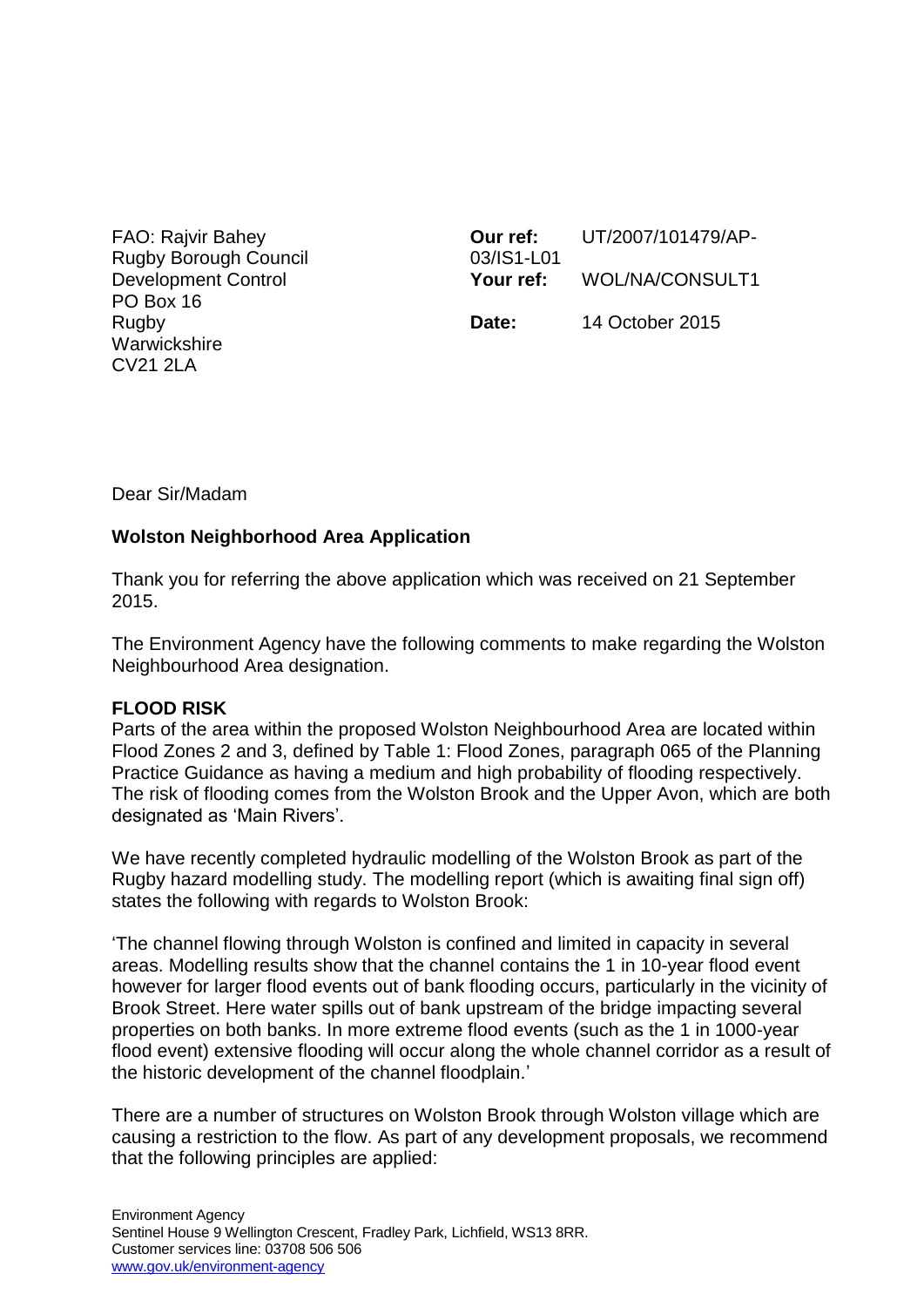FAO: Rajvir Bahey
Rugby Borough Council
Development Control
PO Box 16
Rugby
Warwickshire
CV21 2LA

**Our ref:** UT/2007/101479/AP-03/IS1-L01
**Your ref:** WOL/NA/CONSULT1

**Date:** 14 October 2015

Dear Sir/Madam

**Wolston Neighborhood Area Application**

Thank you for referring the above application which was received on 21 September 2015.

The Environment Agency have the following comments to make regarding the Wolston Neighbourhood Area designation.

**FLOOD RISK**

Parts of the area within the proposed Wolston Neighbourhood Area are located within Flood Zones 2 and 3, defined by Table 1: Flood Zones, paragraph 065 of the Planning Practice Guidance as having a medium and high probability of flooding respectively. The risk of flooding comes from the Wolston Brook and the Upper Avon, which are both designated as 'Main Rivers'.

We have recently completed hydraulic modelling of the Wolston Brook as part of the Rugby hazard modelling study. The modelling report (which is awaiting final sign off) states the following with regards to Wolston Brook:

'The channel flowing through Wolston is confined and limited in capacity in several areas. Modelling results show that the channel contains the 1 in 10-year flood event however for larger flood events out of bank flooding occurs, particularly in the vicinity of Brook Street. Here water spills out of bank upstream of the bridge impacting several properties on both banks. In more extreme flood events (such as the 1 in 1000-year flood event) extensive flooding will occur along the whole channel corridor as a result of the historic development of the channel floodplain.'

There are a number of structures on Wolston Brook through Wolston village which are causing a restriction to the flow. As part of any development proposals, we recommend that the following principles are applied:

Environment Agency
Sentinel House 9 Wellington Crescent, Fradley Park, Lichfield, WS13 8RR.
Customer services line: 03708 506 506
www.gov.uk/environment-agency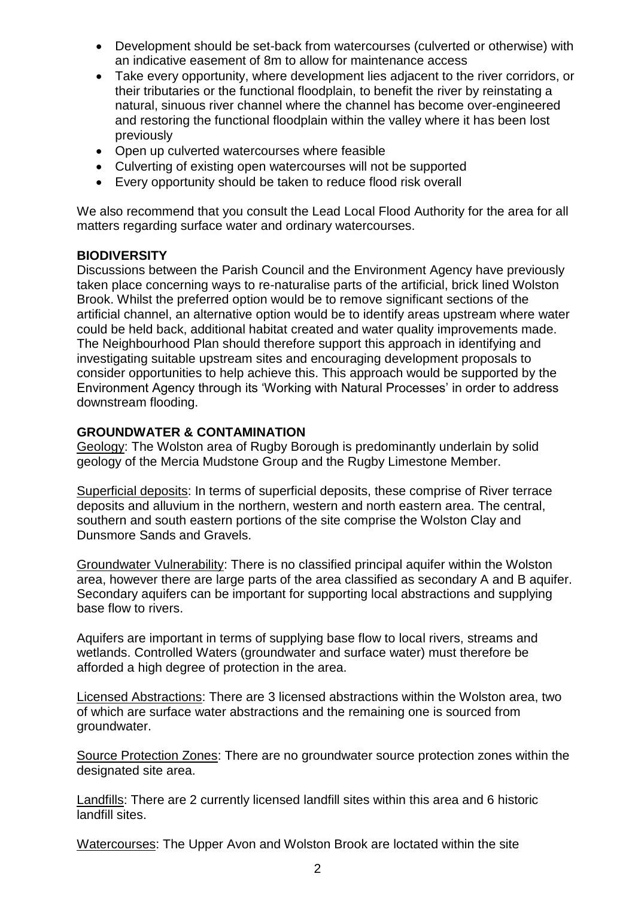- Development should be set-back from watercourses (culverted or otherwise) with an indicative easement of 8m to allow for maintenance access
- Take every opportunity, where development lies adjacent to the river corridors, or their tributaries or the functional floodplain, to benefit the river by reinstating a natural, sinuous river channel where the channel has become over-engineered and restoring the functional floodplain within the valley where it has been lost previously
- Open up culverted watercourses where feasible
- Culverting of existing open watercourses will not be supported
- Every opportunity should be taken to reduce flood risk overall

We also recommend that you consult the Lead Local Flood Authority for the area for all matters regarding surface water and ordinary watercourses.

**BIODIVERSITY**

Discussions between the Parish Council and the Environment Agency have previously taken place concerning ways to re-naturalise parts of the artificial, brick lined Wolston Brook. Whilst the preferred option would be to remove significant sections of the artificial channel, an alternative option would be to identify areas upstream where water could be held back, additional habitat created and water quality improvements made. The Neighbourhood Plan should therefore support this approach in identifying and investigating suitable upstream sites and encouraging development proposals to consider opportunities to help achieve this. This approach would be supported by the Environment Agency through its 'Working with Natural Processes' in order to address downstream flooding.

**GROUNDWATER & CONTAMINATION**

Geology: The Wolston area of Rugby Borough is predominantly underlain by solid geology of the Mercia Mudstone Group and the Rugby Limestone Member.

Superficial deposits: In terms of superficial deposits, these comprise of River terrace deposits and alluvium in the northern, western and north eastern area. The central, southern and south eastern portions of the site comprise the Wolston Clay and Dunsmore Sands and Gravels.

Groundwater Vulnerability: There is no classified principal aquifer within the Wolston area, however there are large parts of the area classified as secondary A and B aquifer. Secondary aquifers can be important for supporting local abstractions and supplying base flow to rivers.

Aquifers are important in terms of supplying base flow to local rivers, streams and wetlands. Controlled Waters (groundwater and surface water) must therefore be afforded a high degree of protection in the area.

Licensed Abstractions: There are 3 licensed abstractions within the Wolston area, two of which are surface water abstractions and the remaining one is sourced from groundwater.

Source Protection Zones: There are no groundwater source protection zones within the designated site area.

Landfills: There are 2 currently licensed landfill sites within this area and 6 historic landfill sites.

Watercourses: The Upper Avon and Wolston Brook are loctated within the site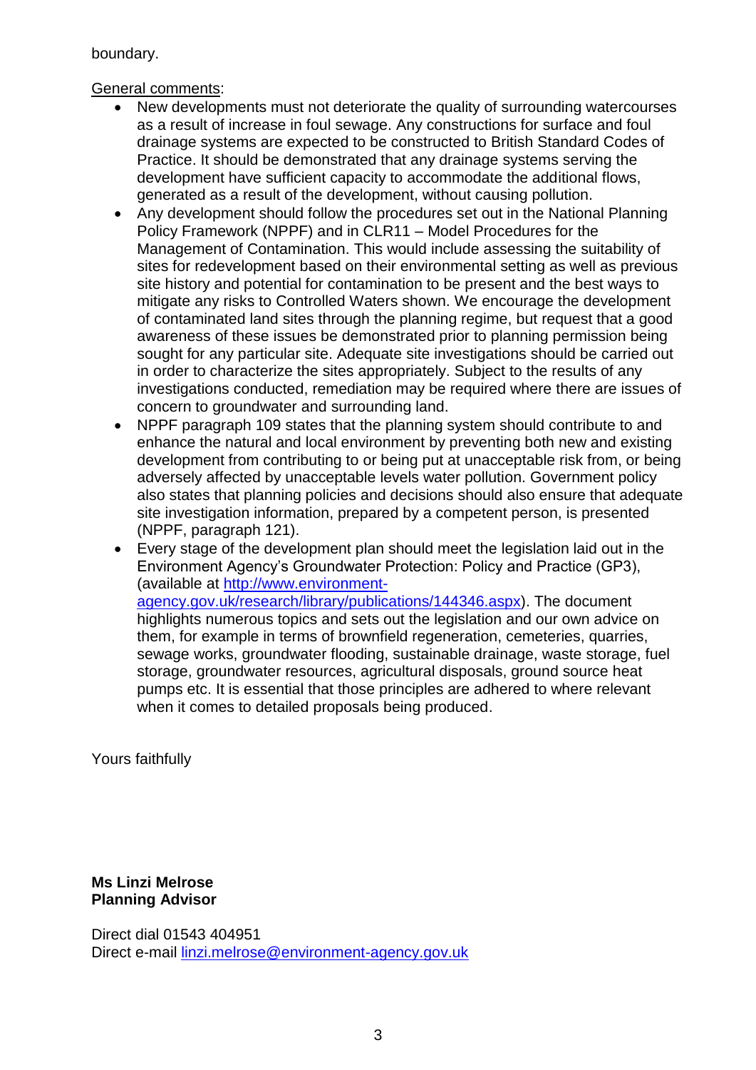boundary.

General comments:

- New developments must not deteriorate the quality of surrounding watercourses as a result of increase in foul sewage. Any constructions for surface and foul drainage systems are expected to be constructed to British Standard Codes of Practice. It should be demonstrated that any drainage systems serving the development have sufficient capacity to accommodate the additional flows, generated as a result of the development, without causing pollution.
- Any development should follow the procedures set out in the National Planning Policy Framework (NPPF) and in CLR11 – Model Procedures for the Management of Contamination. This would include assessing the suitability of sites for redevelopment based on their environmental setting as well as previous site history and potential for contamination to be present and the best ways to mitigate any risks to Controlled Waters shown. We encourage the development of contaminated land sites through the planning regime, but request that a good awareness of these issues be demonstrated prior to planning permission being sought for any particular site. Adequate site investigations should be carried out in order to characterize the sites appropriately. Subject to the results of any investigations conducted, remediation may be required where there are issues of concern to groundwater and surrounding land.
- NPPF paragraph 109 states that the planning system should contribute to and enhance the natural and local environment by preventing both new and existing development from contributing to or being put at unacceptable risk from, or being adversely affected by unacceptable levels water pollution. Government policy also states that planning policies and decisions should also ensure that adequate site investigation information, prepared by a competent person, is presented (NPPF, paragraph 121).
- Every stage of the development plan should meet the legislation laid out in the Environment Agency's Groundwater Protection: Policy and Practice (GP3), (available at http://www.environment-agency.gov.uk/research/library/publications/144346.aspx). The document highlights numerous topics and sets out the legislation and our own advice on them, for example in terms of brownfield regeneration, cemeteries, quarries, sewage works, groundwater flooding, sustainable drainage, waste storage, fuel storage, groundwater resources, agricultural disposals, ground source heat pumps etc. It is essential that those principles are adhered to where relevant when it comes to detailed proposals being produced.

Yours faithfully

**Ms Linzi Melrose**
**Planning Advisor**

Direct dial 01543 404951
Direct e-mail linzi.melrose@environment-agency.gov.uk